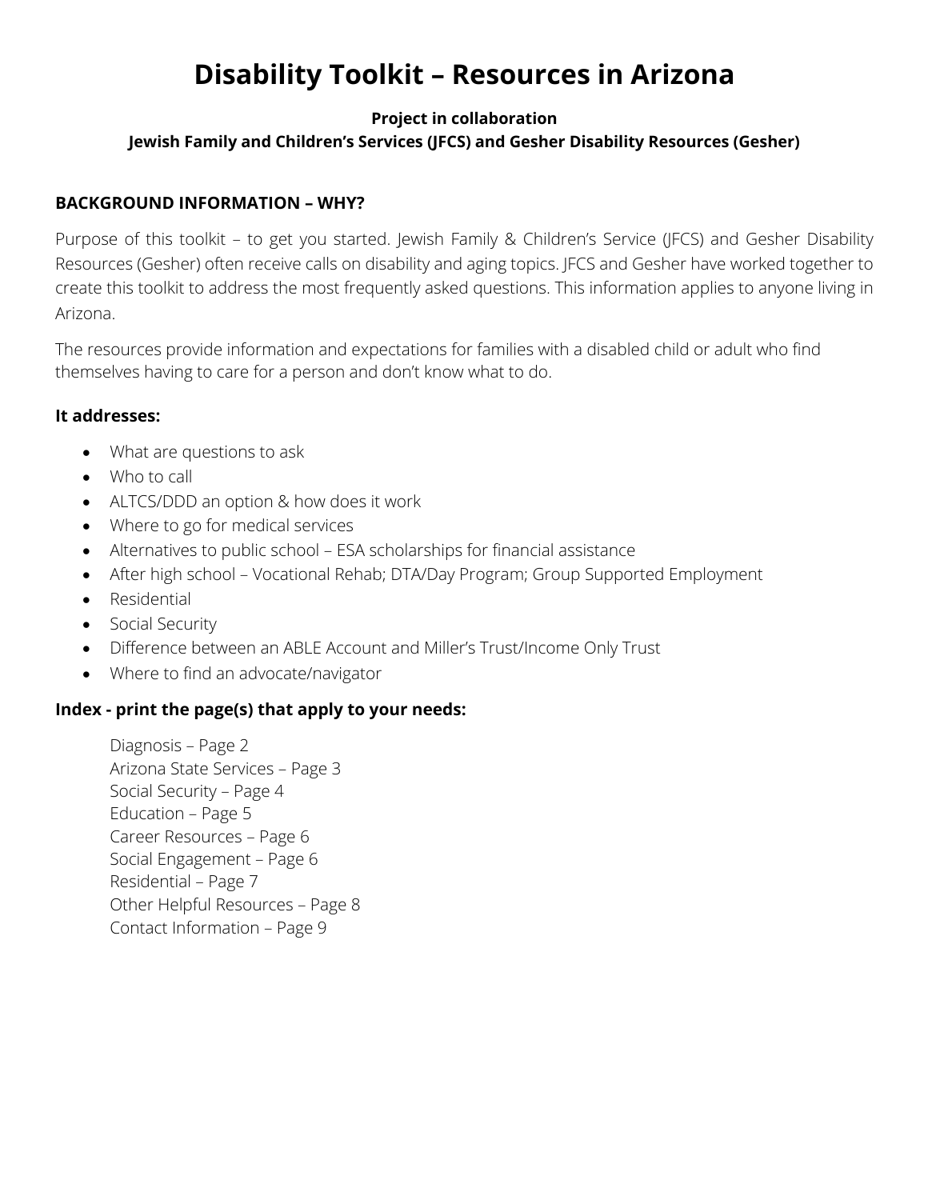# Disability Toolkit – Resources in Arizona

**Project in collaboration**

**Jewish Family and Children's Services (JFCS) and Gesher Disability Resources (Gesher)**

## BACKGROUND INFORMATION – WHY?

Purpose of this toolkit – to get you started. Jewish Family & Children's Service (JFCS) and Gesher Disability Resources (Gesher) often receive calls on disability and aging topics. JFCS and Gesher have worked together to create this toolkit to address the most frequently asked questions. This information applies to anyone living in Arizona.

The resources provide information and expectations for families with a disabled child or adult who find themselves having to care for a person and don't know what to do.

### It addresses:

- What are questions to ask
- Who to call
- ALTCS/DDD an option & how does it work
- Where to go for medical services
- Alternatives to public school – ESA scholarships for financial assistance
- After high school – Vocational Rehab; DTA/Day Program; Group Supported Employment
- Residential
- Social Security
- Difference between an ABLE Account and Miller's Trust/Income Only Trust
- Where to find an advocate/navigator

### Index - print the page(s) that apply to your needs:

Diagnosis – Page 2
Arizona State Services – Page 3
Social Security – Page 4
Education – Page 5
Career Resources – Page 6
Social Engagement – Page 6
Residential – Page 7
Other Helpful Resources – Page 8
Contact Information – Page 9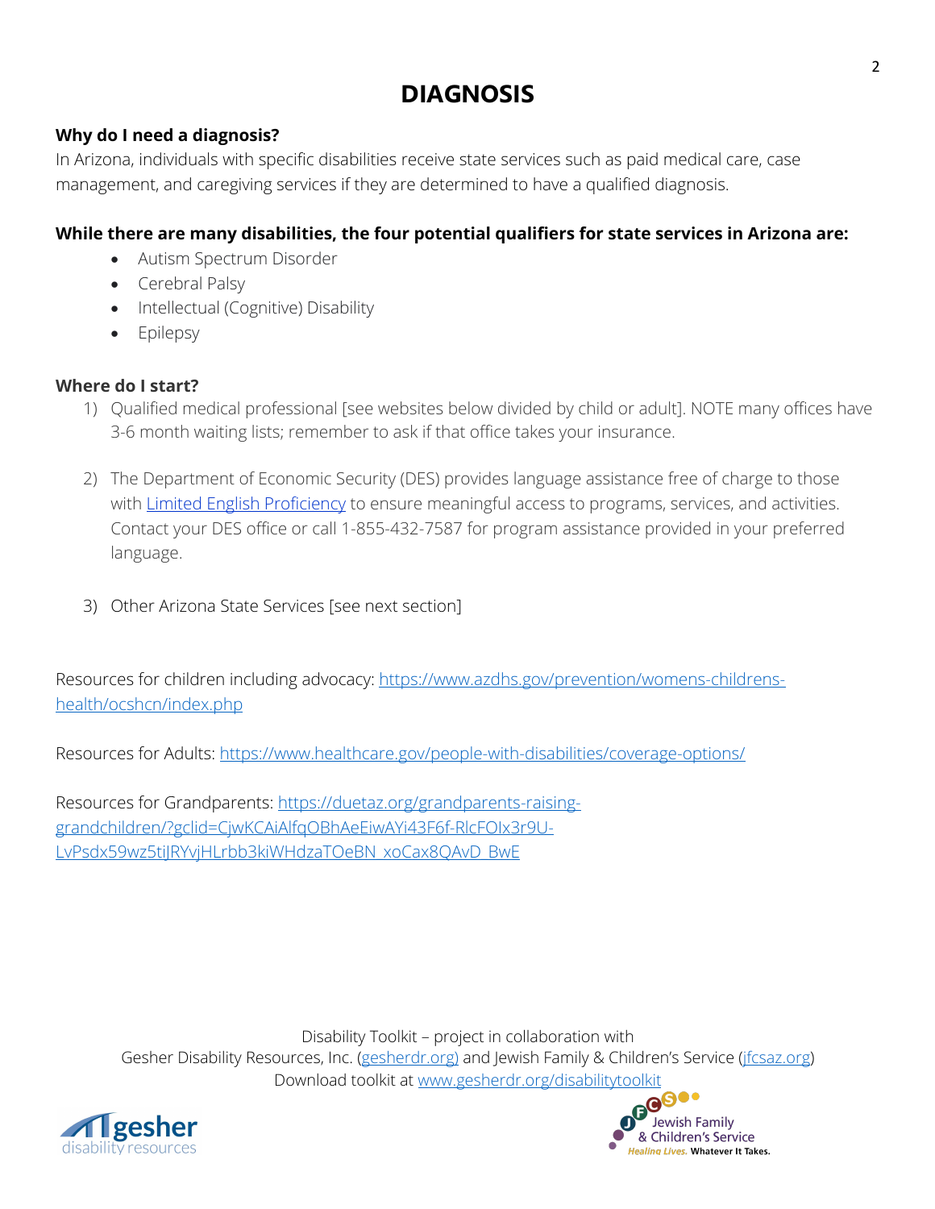# DIAGNOSIS

**Why do I need a diagnosis?**

In Arizona, individuals with specific disabilities receive state services such as paid medical care, case management, and caregiving services if they are determined to have a qualified diagnosis.

**While there are many disabilities, the four potential qualifiers for state services in Arizona are:**

- Autism Spectrum Disorder
- Cerebral Palsy
- Intellectual (Cognitive) Disability
- Epilepsy

**Where do I start?**

1) Qualified medical professional [see websites below divided by child or adult]. NOTE many offices have 3-6 month waiting lists; remember to ask if that office takes your insurance.

2) The Department of Economic Security (DES) provides language assistance free of charge to those with Limited English Proficiency to ensure meaningful access to programs, services, and activities. Contact your DES office or call 1-855-432-7587 for program assistance provided in your preferred language.

3) Other Arizona State Services [see next section]

Resources for children including advocacy: https://www.azdhs.gov/prevention/womens-childrens-health/ocshcn/index.php

Resources for Adults: https://www.healthcare.gov/people-with-disabilities/coverage-options/

Resources for Grandparents: https://duetaz.org/grandparents-raising-grandchildren/?gclid=CjwKCAiAlfqOBhAeEiwAYi43F6f-RlcFOIx3r9U-LvPsdx59wz5tiJRYvjHLrbb3kiWHdzaTOeBN_xoCax8QAvD_BwE

Disability Toolkit – project in collaboration with
Gesher Disability Resources, Inc. (gesherdr.org) and Jewish Family & Children's Service (jfcsaz.org)
Download toolkit at www.gesherdr.org/disabilitytoolkit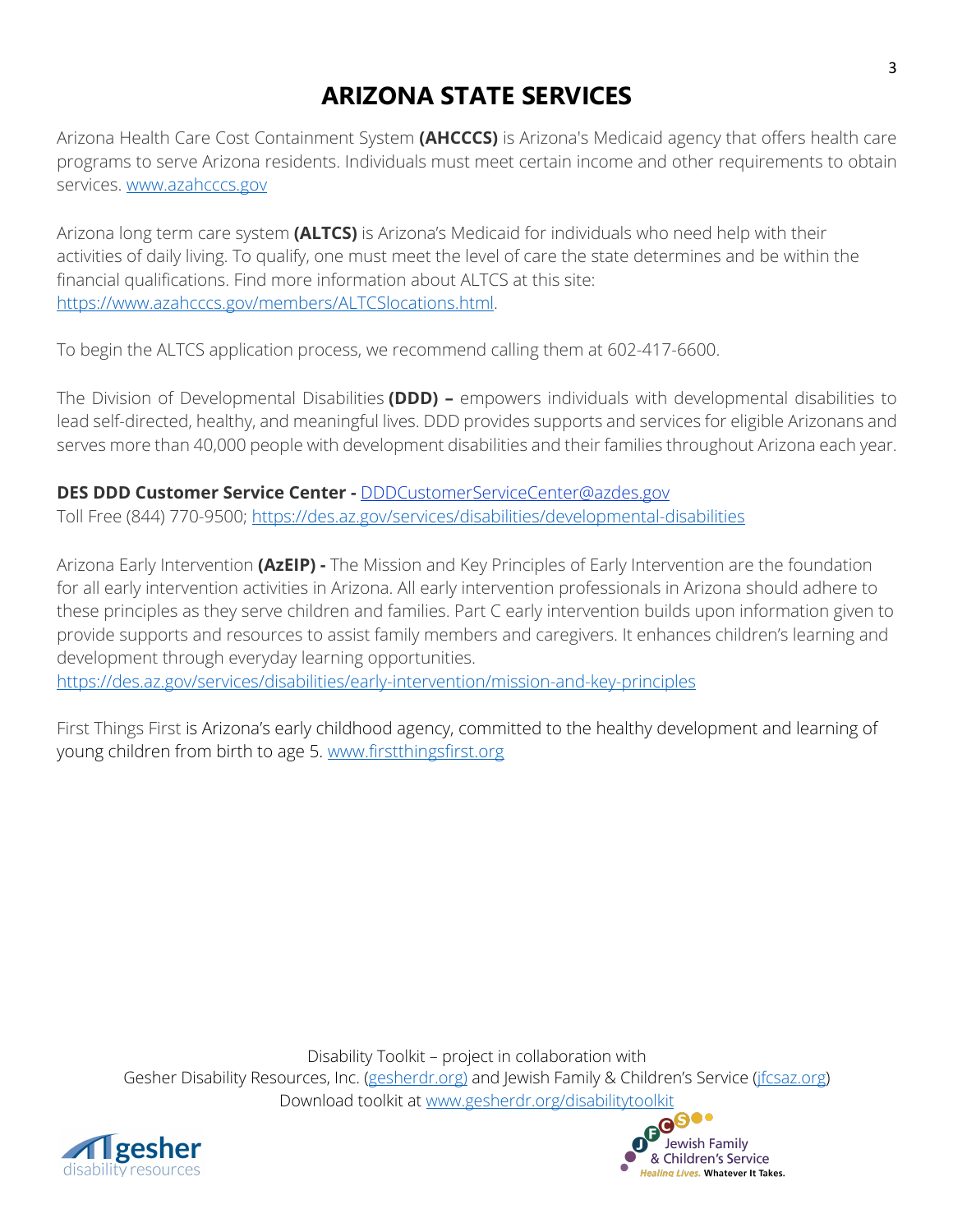# ARIZONA STATE SERVICES

Arizona Health Care Cost Containment System **(AHCCCS)** is Arizona's Medicaid agency that offers health care programs to serve Arizona residents. Individuals must meet certain income and other requirements to obtain services. www.azahcccs.gov

Arizona long term care system **(ALTCS)** is Arizona's Medicaid for individuals who need help with their activities of daily living. To qualify, one must meet the level of care the state determines and be within the financial qualifications. Find more information about ALTCS at this site: https://www.azahcccs.gov/members/ALTCSlocations.html.

To begin the ALTCS application process, we recommend calling them at 602-417-6600.

The Division of Developmental Disabilities **(DDD) –** empowers individuals with developmental disabilities to lead self-directed, healthy, and meaningful lives. DDD provides supports and services for eligible Arizonans and serves more than 40,000 people with development disabilities and their families throughout Arizona each year.

**DES DDD Customer Service Center -** DDDCustomerServiceCenter@azdes.gov
Toll Free (844) 770-9500; https://des.az.gov/services/disabilities/developmental-disabilities

Arizona Early Intervention **(AzEIP) -** The Mission and Key Principles of Early Intervention are the foundation for all early intervention activities in Arizona. All early intervention professionals in Arizona should adhere to these principles as they serve children and families. Part C early intervention builds upon information given to provide supports and resources to assist family members and caregivers. It enhances children's learning and development through everyday learning opportunities.
https://des.az.gov/services/disabilities/early-intervention/mission-and-key-principles

First Things First is Arizona's early childhood agency, committed to the healthy development and learning of young children from birth to age 5. www.firstthingsfirst.org

Disability Toolkit – project in collaboration with
Gesher Disability Resources, Inc. (gesherdr.org) and Jewish Family & Children's Service (jfcsaz.org)
Download toolkit at www.gesherdr.org/disabilitytoolkit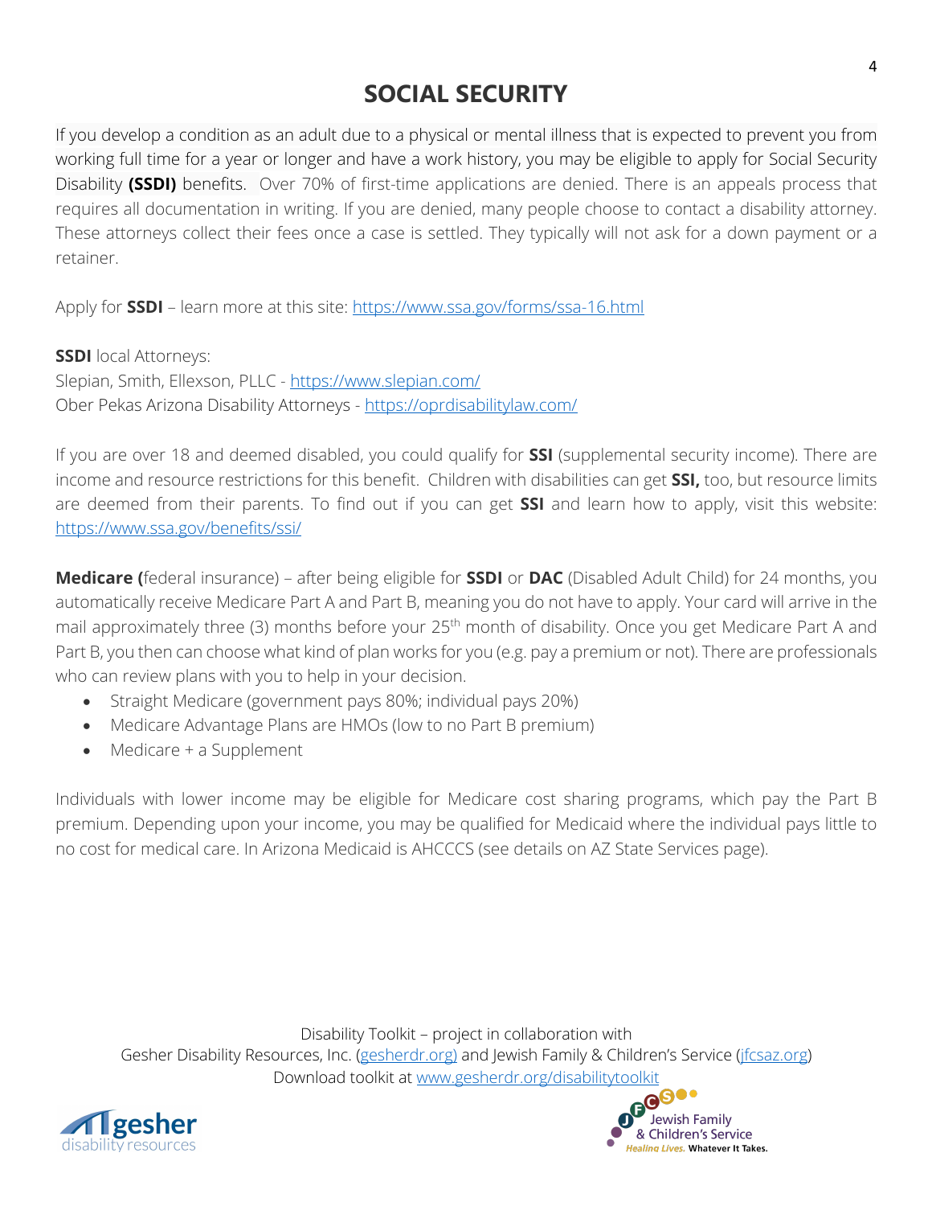# SOCIAL SECURITY

If you develop a condition as an adult due to a physical or mental illness that is expected to prevent you from working full time for a year or longer and have a work history, you may be eligible to apply for Social Security Disability **(SSDI)** benefits. Over 70% of first-time applications are denied. There is an appeals process that requires all documentation in writing. If you are denied, many people choose to contact a disability attorney. These attorneys collect their fees once a case is settled. They typically will not ask for a down payment or a retainer.

Apply for **SSDI** – learn more at this site: https://www.ssa.gov/forms/ssa-16.html

**SSDI** local Attorneys:
Slepian, Smith, Ellexson, PLLC - https://www.slepian.com/
Ober Pekas Arizona Disability Attorneys - https://oprdisabilitylaw.com/

If you are over 18 and deemed disabled, you could qualify for **SSI** (supplemental security income). There are income and resource restrictions for this benefit. Children with disabilities can get **SSI,** too, but resource limits are deemed from their parents. To find out if you can get **SSI** and learn how to apply, visit this website: https://www.ssa.gov/benefits/ssi/

**Medicare (**federal insurance) – after being eligible for **SSDI** or **DAC** (Disabled Adult Child) for 24 months, you automatically receive Medicare Part A and Part B, meaning you do not have to apply. Your card will arrive in the mail approximately three (3) months before your 25th month of disability. Once you get Medicare Part A and Part B, you then can choose what kind of plan works for you (e.g. pay a premium or not). There are professionals who can review plans with you to help in your decision.

- Straight Medicare (government pays 80%; individual pays 20%)
- Medicare Advantage Plans are HMOs (low to no Part B premium)
- Medicare + a Supplement

Individuals with lower income may be eligible for Medicare cost sharing programs, which pay the Part B premium. Depending upon your income, you may be qualified for Medicaid where the individual pays little to no cost for medical care. In Arizona Medicaid is AHCCCS (see details on AZ State Services page).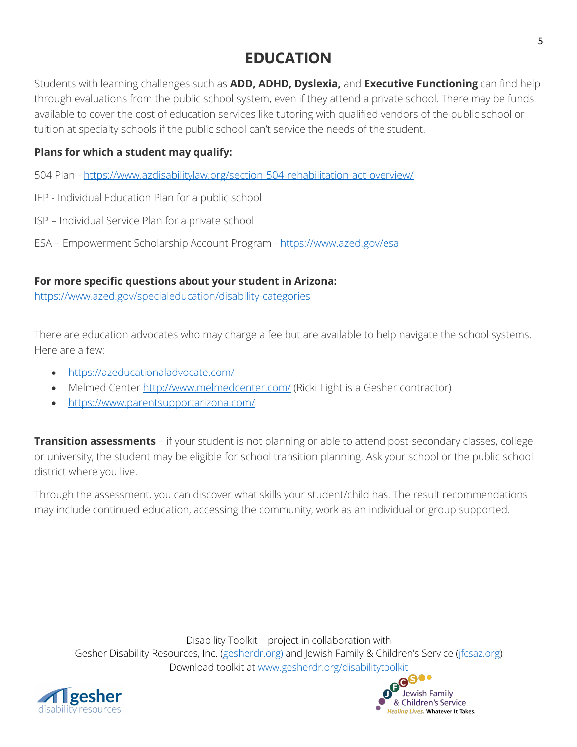# EDUCATION

Students with learning challenges such as **ADD, ADHD, Dyslexia,** and **Executive Functioning** can find help through evaluations from the public school system, even if they attend a private school. There may be funds available to cover the cost of education services like tutoring with qualified vendors of the public school or tuition at specialty schools if the public school can't service the needs of the student.

**Plans for which a student may qualify:**

504 Plan - https://www.azdisabilitylaw.org/section-504-rehabilitation-act-overview/

IEP - Individual Education Plan for a public school

ISP – Individual Service Plan for a private school

ESA – Empowerment Scholarship Account Program - https://www.azed.gov/esa

**For more specific questions about your student in Arizona:**
https://www.azed.gov/specialeducation/disability-categories

There are education advocates who may charge a fee but are available to help navigate the school systems. Here are a few:

- https://azeducationaladvocate.com/
- Melmed Center http://www.melmedcenter.com/ (Ricki Light is a Gesher contractor)
- https://www.parentsupportarizona.com/

**Transition assessments** – if your student is not planning or able to attend post-secondary classes, college or university, the student may be eligible for school transition planning. Ask your school or the public school district where you live.

Through the assessment, you can discover what skills your student/child has. The result recommendations may include continued education, accessing the community, work as an individual or group supported.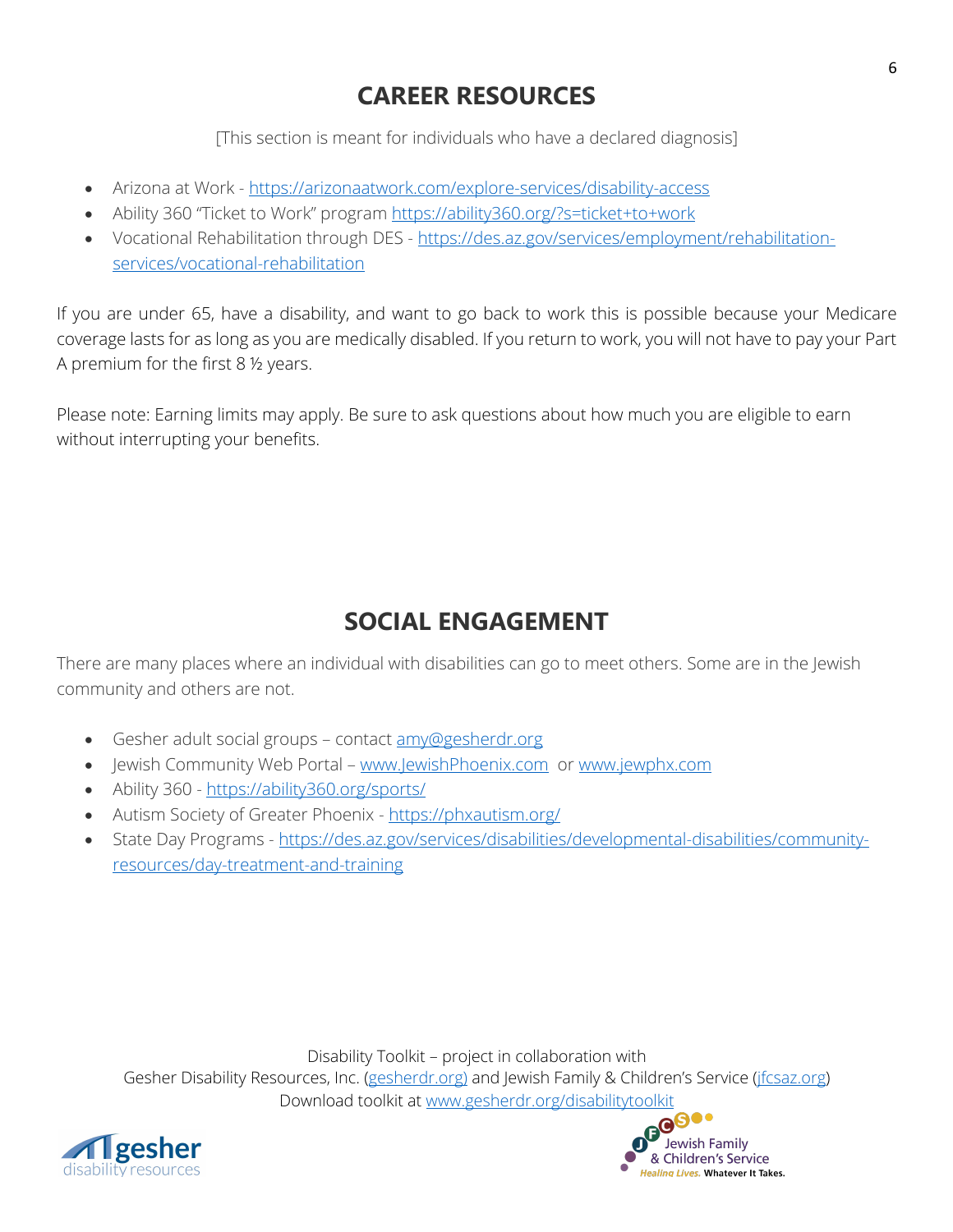## CAREER RESOURCES

[This section is meant for individuals who have a declared diagnosis]

- Arizona at Work - https://arizonaatwork.com/explore-services/disability-access
- Ability 360 "Ticket to Work" program https://ability360.org/?s=ticket+to+work
- Vocational Rehabilitation through DES - https://des.az.gov/services/employment/rehabilitation-services/vocational-rehabilitation

If you are under 65, have a disability, and want to go back to work this is possible because your Medicare coverage lasts for as long as you are medically disabled. If you return to work, you will not have to pay your Part A premium for the first 8 ½ years.

Please note: Earning limits may apply. Be sure to ask questions about how much you are eligible to earn without interrupting your benefits.

## SOCIAL ENGAGEMENT

There are many places where an individual with disabilities can go to meet others. Some are in the Jewish community and others are not.

- Gesher adult social groups – contact amy@gesherdr.org
- Jewish Community Web Portal – www.JewishPhoenix.com or www.jewphx.com
- Ability 360 - https://ability360.org/sports/
- Autism Society of Greater Phoenix - https://phxautism.org/
- State Day Programs - https://des.az.gov/services/disabilities/developmental-disabilities/community-resources/day-treatment-and-training

Disability Toolkit – project in collaboration with
Gesher Disability Resources, Inc. (gesherdr.org) and Jewish Family & Children's Service (jfcsaz.org)
Download toolkit at www.gesherdr.org/disabilitytoolkit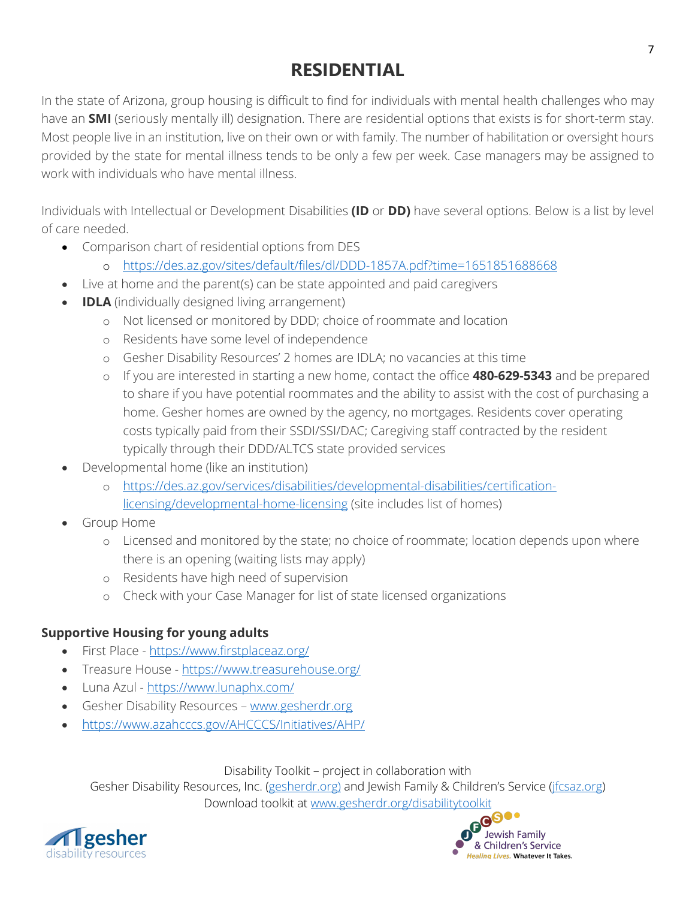// RESIDENTIAL

In the state of Arizona, group housing is difficult to find for individuals with mental health challenges who may have an **SMI** (seriously mentally ill) designation. There are residential options that exists is for short-term stay. Most people live in an institution, live on their own or with family. The number of habilitation or oversight hours provided by the state for mental illness tends to be only a few per week. Case managers may be assigned to work with individuals who have mental illness.

Individuals with Intellectual or Development Disabilities **(ID** or **DD)** have several options. Below is a list by level of care needed.

- Comparison chart of residential options from DES
  - https://des.az.gov/sites/default/files/dl/DDD-1857A.pdf?time=1651851688668
- Live at home and the parent(s) can be state appointed and paid caregivers
- **IDLA** (individually designed living arrangement)
  - Not licensed or monitored by DDD; choice of roommate and location
  - Residents have some level of independence
  - Gesher Disability Resources' 2 homes are IDLA; no vacancies at this time
  - If you are interested in starting a new home, contact the office **480-629-5343** and be prepared to share if you have potential roommates and the ability to assist with the cost of purchasing a home. Gesher homes are owned by the agency, no mortgages. Residents cover operating costs typically paid from their SSDI/SSI/DAC; Caregiving staff contracted by the resident typically through their DDD/ALTCS state provided services
- Developmental home (like an institution)
  - https://des.az.gov/services/disabilities/developmental-disabilities/certification-licensing/developmental-home-licensing (site includes list of homes)
- Group Home
  - Licensed and monitored by the state; no choice of roommate; location depends upon where there is an opening (waiting lists may apply)
  - Residents have high need of supervision
  - Check with your Case Manager for list of state licensed organizations

**Supportive Housing for young adults**

- First Place - https://www.firstplaceaz.org/
- Treasure House - https://www.treasurehouse.org/
- Luna Azul - https://www.lunaphx.com/
- Gesher Disability Resources – www.gesherdr.org
- https://www.azahcccs.gov/AHCCCS/Initiatives/AHP/

Disability Toolkit – project in collaboration with
Gesher Disability Resources, Inc. (gesherdr.org) and Jewish Family & Children's Service (jfcsaz.org)
Download toolkit at www.gesherdr.org/disabilitytoolkit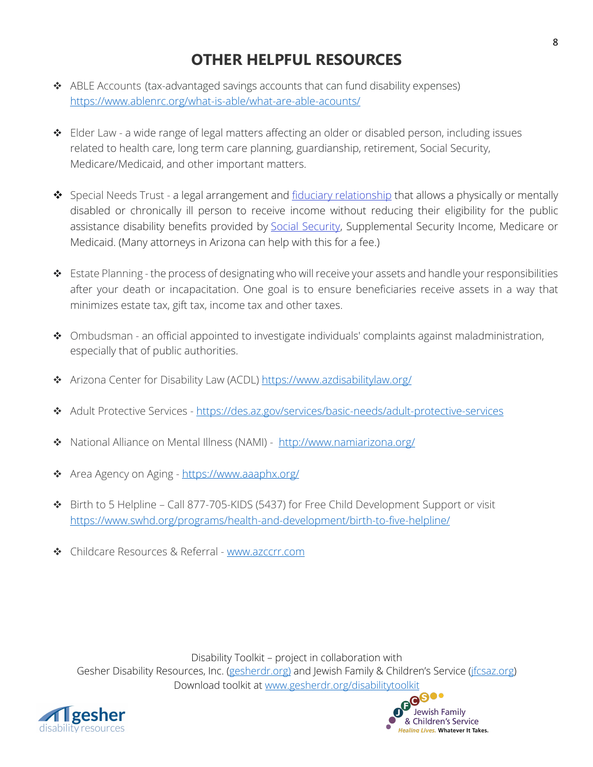# OTHER HELPFUL RESOURCES

- ABLE Accounts (tax-advantaged savings accounts that can fund disability expenses) https://www.ablenrc.org/what-is-able/what-are-able-acounts/

- Elder Law - a wide range of legal matters affecting an older or disabled person, including issues related to health care, long term care planning, guardianship, retirement, Social Security, Medicare/Medicaid, and other important matters.

- Special Needs Trust - a legal arrangement and fiduciary relationship that allows a physically or mentally disabled or chronically ill person to receive income without reducing their eligibility for the public assistance disability benefits provided by Social Security, Supplemental Security Income, Medicare or Medicaid. (Many attorneys in Arizona can help with this for a fee.)

- Estate Planning - the process of designating who will receive your assets and handle your responsibilities after your death or incapacitation. One goal is to ensure beneficiaries receive assets in a way that minimizes estate tax, gift tax, income tax and other taxes.

- Ombudsman - an official appointed to investigate individuals' complaints against maladministration, especially that of public authorities.

- Arizona Center for Disability Law (ACDL) https://www.azdisabilitylaw.org/

- Adult Protective Services - https://des.az.gov/services/basic-needs/adult-protective-services

- National Alliance on Mental Illness (NAMI) - http://www.namiarizona.org/

- Area Agency on Aging - https://www.aaaphx.org/

- Birth to 5 Helpline – Call 877-705-KIDS (5437) for Free Child Development Support or visit https://www.swhd.org/programs/health-and-development/birth-to-five-helpline/

- Childcare Resources & Referral - www.azccrr.com

Disability Toolkit – project in collaboration with
Gesher Disability Resources, Inc. (gesherdr.org) and Jewish Family & Children's Service (jfcsaz.org)
Download toolkit at www.gesherdr.org/disabilitytoolkit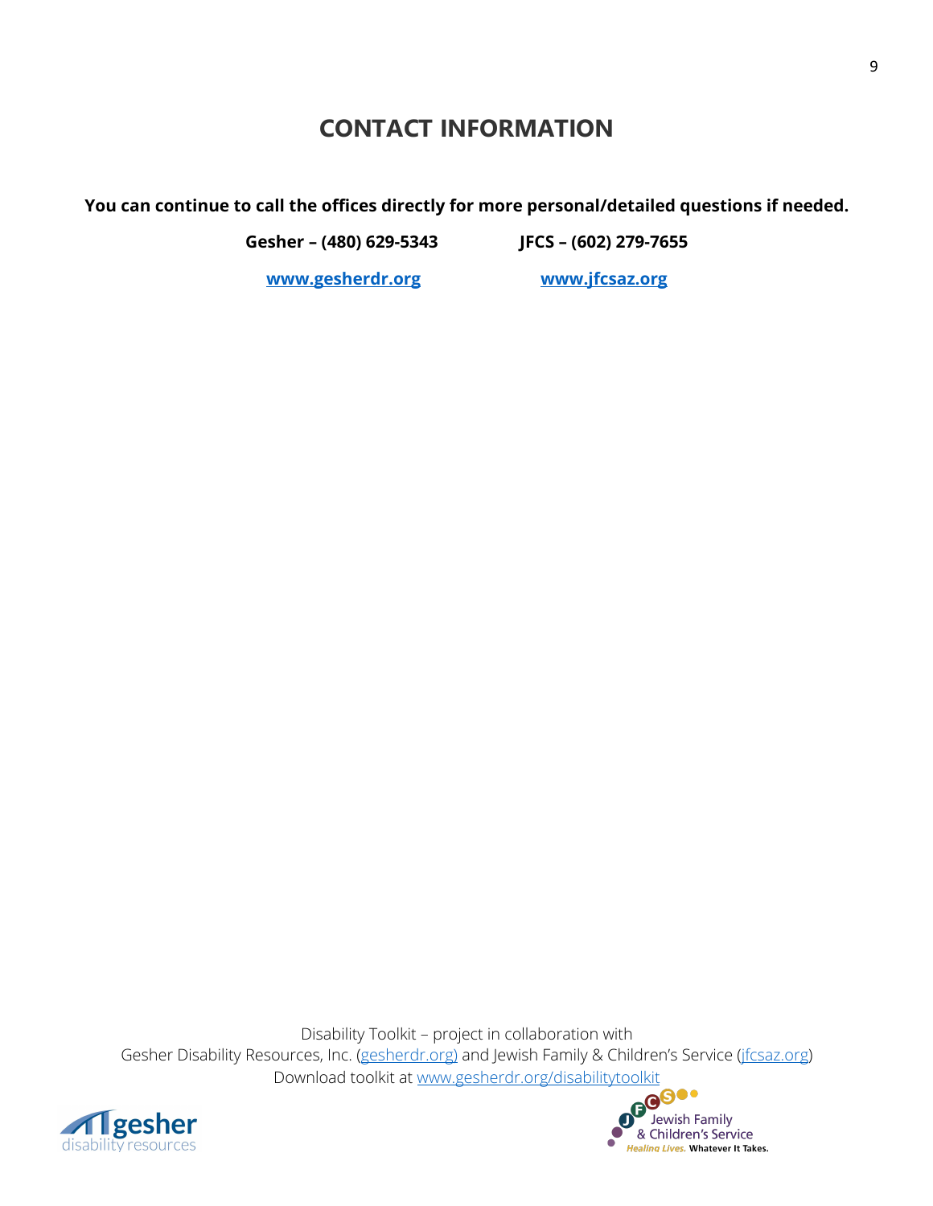# CONTACT INFORMATION

**You can continue to call the offices directly for more personal/detailed questions if needed.**

**Gesher – (480) 629-5343** | **JFCS – (602) 279-7655**

**www.gesherdr.org** | **www.jfcsaz.org**

Disability Toolkit – project in collaboration with
Gesher Disability Resources, Inc. (gesherdr.org) and Jewish Family & Children's Service (jfcsaz.org)
Download toolkit at www.gesherdr.org/disabilitytoolkit